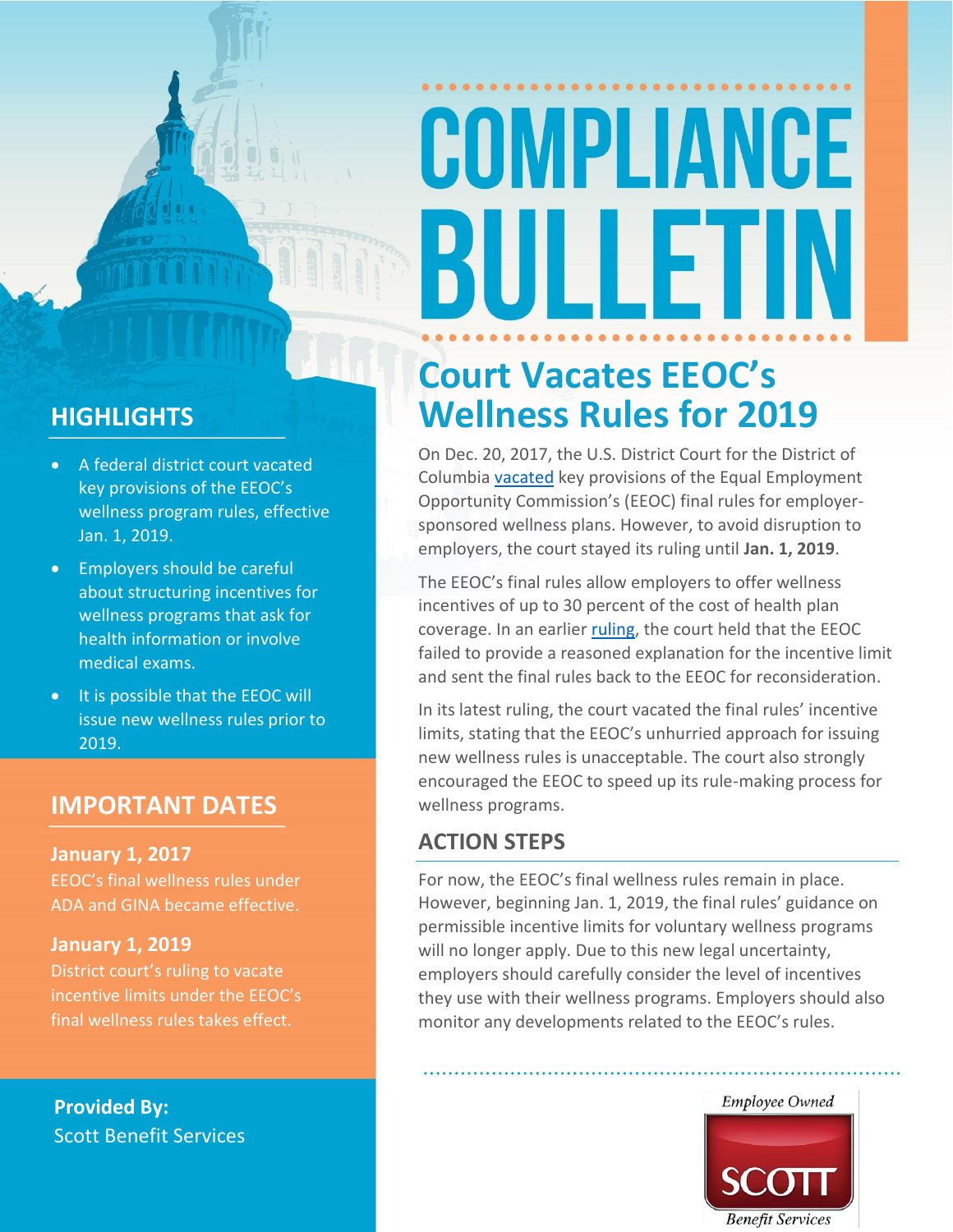# COMPLIANCE BULLETIN

## Court Vacates EEOC's Wellness Rules for 2019

On Dec. 20, 2017, the U.S. District Court for the District of Columbia vacated key provisions of the Equal Employment Opportunity Commission's (EEOC) final rules for employer-sponsored wellness plans. However, to avoid disruption to employers, the court stayed its ruling until **Jan. 1, 2019**.

The EEOC's final rules allow employers to offer wellness incentives of up to 30 percent of the cost of health plan coverage. In an earlier ruling, the court held that the EEOC failed to provide a reasoned explanation for the incentive limit and sent the final rules back to the EEOC for reconsideration.

In its latest ruling, the court vacated the final rules' incentive limits, stating that the EEOC's unhurried approach for issuing new wellness rules is unacceptable. The court also strongly encouraged the EEOC to speed up its rule-making process for wellness programs.

### ACTION STEPS

For now, the EEOC's final wellness rules remain in place. However, beginning Jan. 1, 2019, the final rules' guidance on permissible incentive limits for voluntary wellness programs will no longer apply. Due to this new legal uncertainty, employers should carefully consider the level of incentives they use with their wellness programs. Employers should also monitor any developments related to the EEOC's rules.

### HIGHLIGHTS

- A federal district court vacated key provisions of the EEOC's wellness program rules, effective Jan. 1, 2019.
- Employers should be careful about structuring incentives for wellness programs that ask for health information or involve medical exams.
- It is possible that the EEOC will issue new wellness rules prior to 2019.

### IMPORTANT DATES

**January 1, 2017**
EEOC's final wellness rules under ADA and GINA became effective.

**January 1, 2019**
District court's ruling to vacate incentive limits under the EEOC's final wellness rules takes effect.

**Provided By:**
Scott Benefit Services

*Employee Owned*
SCOTT
*Benefit Services*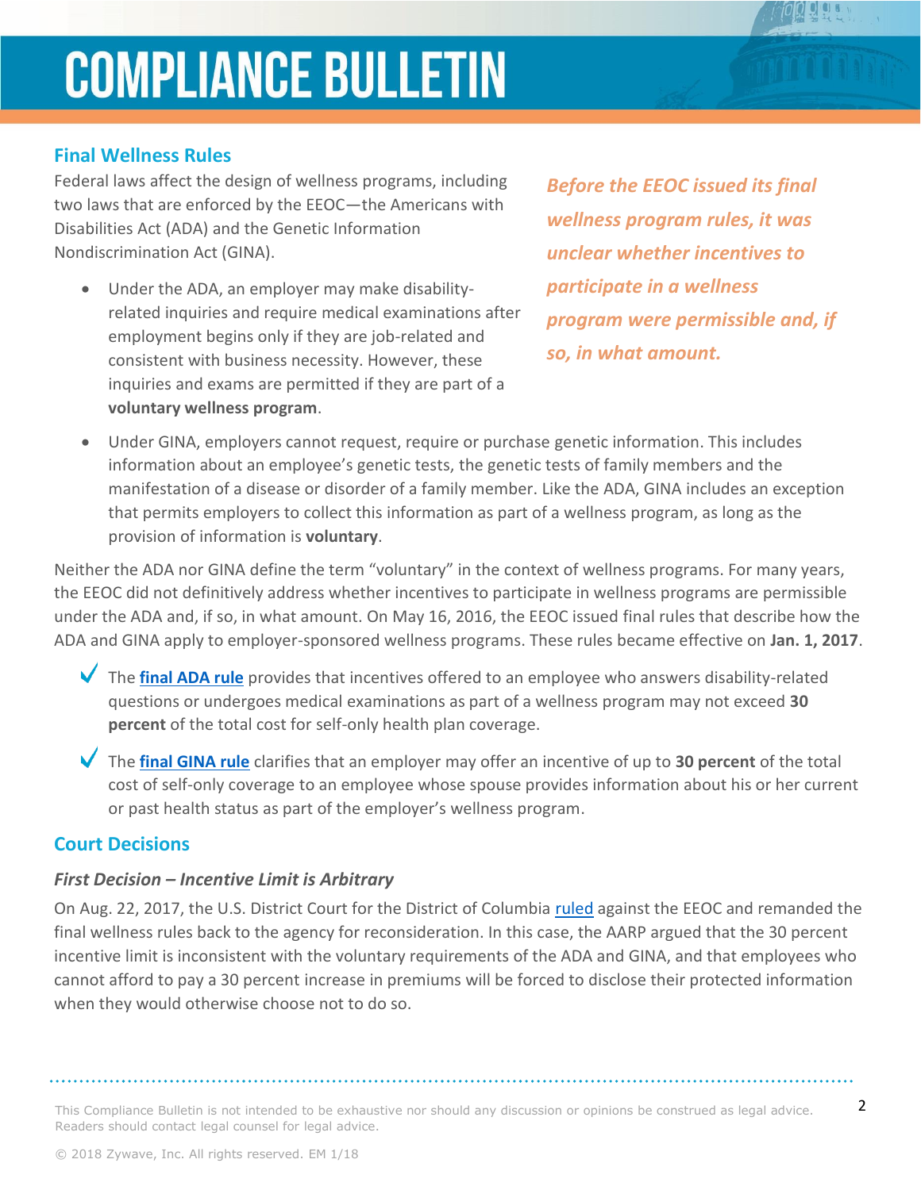# COMPLIANCE BULLETIN

## Final Wellness Rules

Federal laws affect the design of wellness programs, including two laws that are enforced by the EEOC—the Americans with Disabilities Act (ADA) and the Genetic Information Nondiscrimination Act (GINA).

*Before the EEOC issued its final wellness program rules, it was unclear whether incentives to participate in a wellness program were permissible and, if so, in what amount.*

- Under the ADA, an employer may make disability-related inquiries and require medical examinations after employment begins only if they are job-related and consistent with business necessity. However, these inquiries and exams are permitted if they are part of a **voluntary wellness program**.
- Under GINA, employers cannot request, require or purchase genetic information. This includes information about an employee's genetic tests, the genetic tests of family members and the manifestation of a disease or disorder of a family member. Like the ADA, GINA includes an exception that permits employers to collect this information as part of a wellness program, as long as the provision of information is **voluntary**.

Neither the ADA nor GINA define the term "voluntary" in the context of wellness programs. For many years, the EEOC did not definitively address whether incentives to participate in wellness programs are permissible under the ADA and, if so, in what amount. On May 16, 2016, the EEOC issued final rules that describe how the ADA and GINA apply to employer-sponsored wellness programs. These rules became effective on **Jan. 1, 2017**.

- ✓ The **final ADA rule** provides that incentives offered to an employee who answers disability-related questions or undergoes medical examinations as part of a wellness program may not exceed **30 percent** of the total cost for self-only health plan coverage.
- ✓ The **final GINA rule** clarifies that an employer may offer an incentive of up to **30 percent** of the total cost of self-only coverage to an employee whose spouse provides information about his or her current or past health status as part of the employer's wellness program.

## Court Decisions

### *First Decision – Incentive Limit is Arbitrary*

On Aug. 22, 2017, the U.S. District Court for the District of Columbia ruled against the EEOC and remanded the final wellness rules back to the agency for reconsideration. In this case, the AARP argued that the 30 percent incentive limit is inconsistent with the voluntary requirements of the ADA and GINA, and that employees who cannot afford to pay a 30 percent increase in premiums will be forced to disclose their protected information when they would otherwise choose not to do so.

This Compliance Bulletin is not intended to be exhaustive nor should any discussion or opinions be construed as legal advice. Readers should contact legal counsel for legal advice.

© 2018 Zywave, Inc. All rights reserved. EM 1/18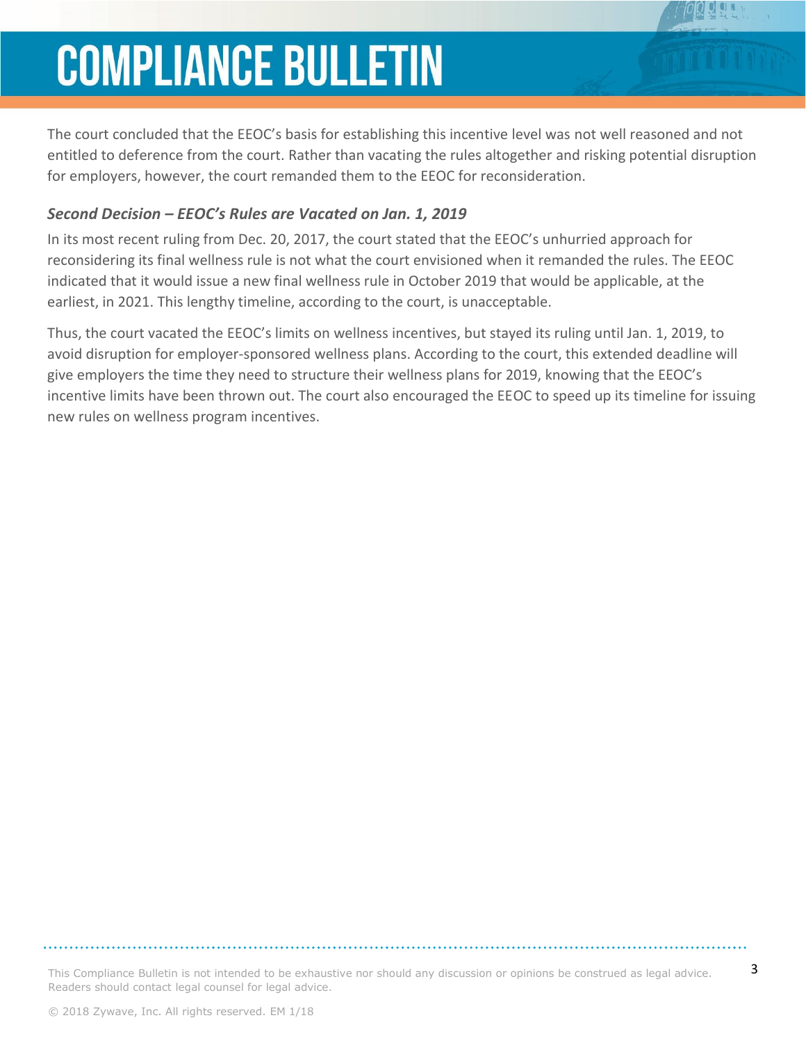The court concluded that the EEOC's basis for establishing this incentive level was not well reasoned and not entitled to deference from the court. Rather than vacating the rules altogether and risking potential disruption for employers, however, the court remanded them to the EEOC for reconsideration.

### *Second Decision – EEOC's Rules are Vacated on Jan. 1, 2019*

In its most recent ruling from Dec. 20, 2017, the court stated that the EEOC's unhurried approach for reconsidering its final wellness rule is not what the court envisioned when it remanded the rules. The EEOC indicated that it would issue a new final wellness rule in October 2019 that would be applicable, at the earliest, in 2021. This lengthy timeline, according to the court, is unacceptable.

Thus, the court vacated the EEOC's limits on wellness incentives, but stayed its ruling until Jan. 1, 2019, to avoid disruption for employer-sponsored wellness plans. According to the court, this extended deadline will give employers the time they need to structure their wellness plans for 2019, knowing that the EEOC's incentive limits have been thrown out. The court also encouraged the EEOC to speed up its timeline for issuing new rules on wellness program incentives.